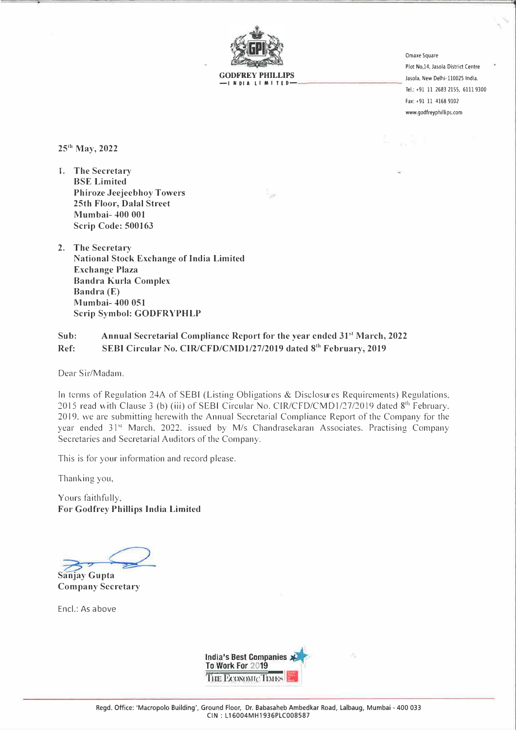**GODFREY PHILLIPS**
**INDIA LIMITED**

Omaxe Square
Plot No.14, Jasola District Centre
Jasola, New Delhi-110025 India.
Tel.: +91 11 2683 2155, 6111 9300
Fax: +91 11 4168 9102
www.godfreyphillips.com

25th May, 2022

1. **The Secretary**
   **BSE Limited**
   **Phiroze Jeejeebhoy Towers**
   **25th Floor, Dalal Street**
   **Mumbai- 400 001**
   **Scrip Code: 500163**

2. **The Secretary**
   **National Stock Exchange of India Limited**
   **Exchange Plaza**
   **Bandra Kurla Complex**
   **Bandra (E)**
   **Mumbai- 400 051**
   **Scrip Symbol: GODFRYPHLP**

**Sub: Annual Secretarial Compliance Report for the year ended 31st March, 2022**
**Ref: SEBI Circular No. CIR/CFD/CMD1/27/2019 dated 8th February, 2019**

Dear Sir/Madam,

In terms of Regulation 24A of SEBI (Listing Obligations & Disclosures Requirements) Regulations, 2015 read with Clause 3 (b) (iii) of SEBI Circular No. CIR/CFD/CMD1/27/2019 dated 8th February, 2019, we are submitting herewith the Annual Secretarial Compliance Report of the Company for the year ended 31st March, 2022, issued by M/s Chandrasekaran Associates, Practising Company Secretaries and Secretarial Auditors of the Company.

This is for your information and record please.

Thanking you,

Yours faithfully,
**For Godfrey Phillips India Limited**

**Sanjay Gupta**
**Company Secretary**

Encl.: As above

India's Best Companies To Work For 2019
The Economic Times

Regd. Office: 'Macropolo Building', Ground Floor, Dr. Babasaheb Ambedkar Road, Lalbaug, Mumbai - 400 033
CIN : L16004MH1936PLC008587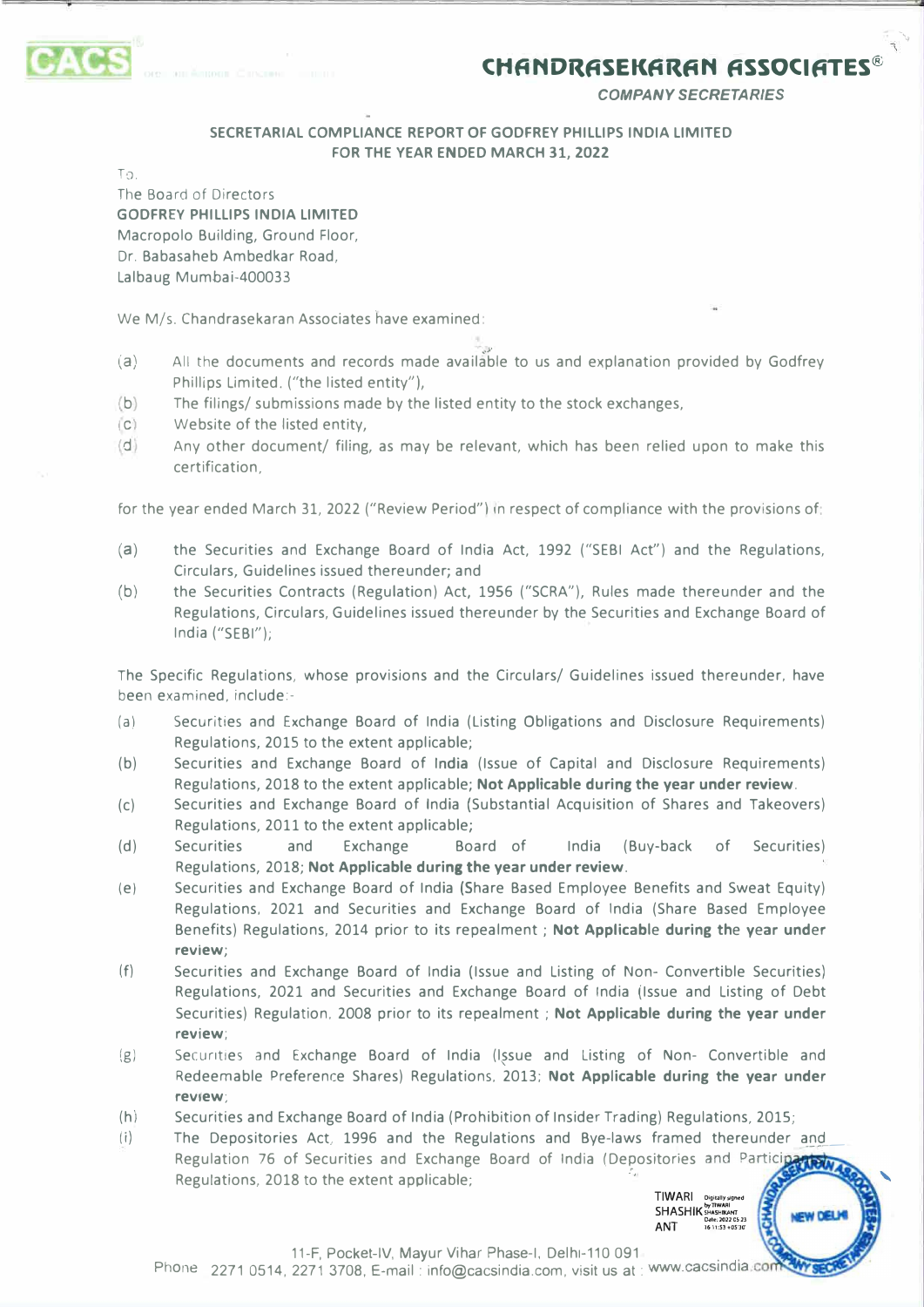**CHANDRASEKARAN ASSOCIATES®**
*COMPANY SECRETARIES*

**SECRETARIAL COMPLIANCE REPORT OF GODFREY PHILLIPS INDIA LIMITED FOR THE YEAR ENDED MARCH 31, 2022**

To,
The Board of Directors
**GODFREY PHILLIPS INDIA LIMITED**
Macropolo Building, Ground Floor,
Dr. Babasaheb Ambedkar Road,
Lalbaug Mumbai-400033

We M/s. Chandrasekaran Associates have examined:

(a) All the documents and records made available to us and explanation provided by Godfrey Phillips Limited. ("the listed entity"),
(b) The filings/ submissions made by the listed entity to the stock exchanges,
(c) Website of the listed entity,
(d) Any other document/ filing, as may be relevant, which has been relied upon to make this certification,

for the year ended March 31, 2022 ("Review Period") in respect of compliance with the provisions of:

(a) the Securities and Exchange Board of India Act, 1992 ("SEBI Act") and the Regulations, Circulars, Guidelines issued thereunder; and
(b) the Securities Contracts (Regulation) Act, 1956 ("SCRA"), Rules made thereunder and the Regulations, Circulars, Guidelines issued thereunder by the Securities and Exchange Board of India ("SEBI");

The Specific Regulations, whose provisions and the Circulars/ Guidelines issued thereunder, have been examined, include:-

(a) Securities and Exchange Board of India (Listing Obligations and Disclosure Requirements) Regulations, 2015 to the extent applicable;
(b) Securities and Exchange Board of India (Issue of Capital and Disclosure Requirements) Regulations, 2018 to the extent applicable; **Not Applicable during the year under review**.
(c) Securities and Exchange Board of India (Substantial Acquisition of Shares and Takeovers) Regulations, 2011 to the extent applicable;
(d) Securities and Exchange Board of India (Buy-back of Securities) Regulations, 2018; **Not Applicable during the year under review**.
(e) Securities and Exchange Board of India (Share Based Employee Benefits and Sweat Equity) Regulations, 2021 and Securities and Exchange Board of India (Share Based Employee Benefits) Regulations, 2014 prior to its repealment ; **Not Applicable during the year under review**;
(f) Securities and Exchange Board of India (Issue and Listing of Non- Convertible Securities) Regulations, 2021 and Securities and Exchange Board of India (Issue and Listing of Debt Securities) Regulation, 2008 prior to its repealment ; **Not Applicable during the year under review**;
(g) Securities and Exchange Board of India (Issue and Listing of Non- Convertible and Redeemable Preference Shares) Regulations, 2013; **Not Applicable during the year under review**;
(h) Securities and Exchange Board of India (Prohibition of Insider Trading) Regulations, 2015;
(i) The Depositories Act, 1996 and the Regulations and Bye-laws framed thereunder and Regulation 76 of Securities and Exchange Board of India (Depositories and Participants) Regulations, 2018 to the extent applicable;

11-F, Pocket-IV, Mayur Vihar Phase-I, Delhi-110 091
Phone 2271 0514, 2271 3708, E-mail : info@cacsindia.com, visit us at : www.cacsindia.com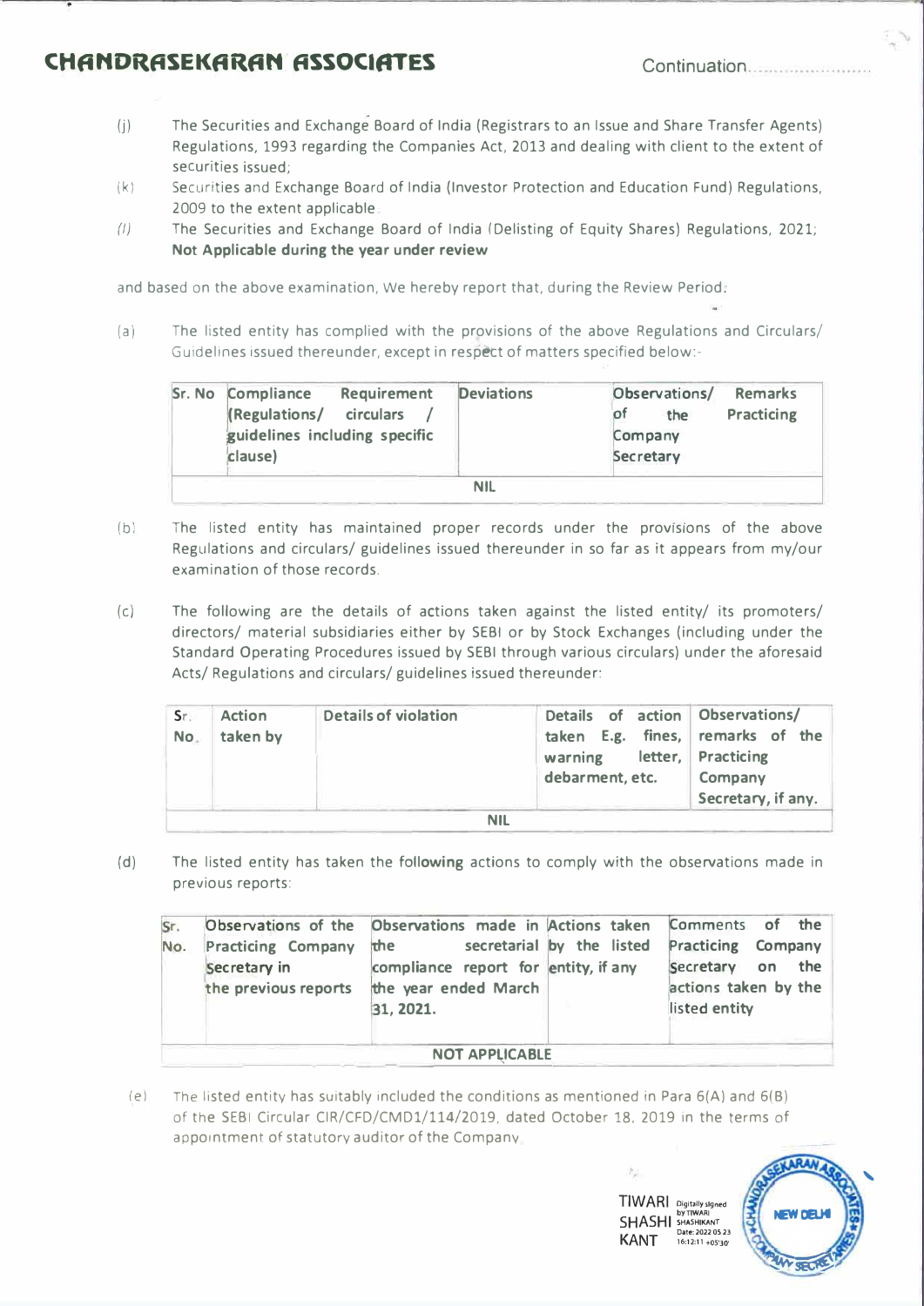(j) The Securities and Exchange Board of India (Registrars to an Issue and Share Transfer Agents) Regulations, 1993 regarding the Companies Act, 2013 and dealing with client to the extent of securities issued;

(k) Securities and Exchange Board of India (Investor Protection and Education Fund) Regulations, 2009 to the extent applicable.

(l) The Securities and Exchange Board of India (Delisting of Equity Shares) Regulations, 2021; **Not Applicable during the year under review**

and based on the above examination, We hereby report that, during the Review Period:

(a) The listed entity has complied with the provisions of the above Regulations and Circulars/ Guidelines issued thereunder, except in respect of matters specified below:-

| Sr. No | Compliance Requirement (Regulations/ circulars / guidelines including specific clause) | Deviations | Observations/ Remarks of the Practicing Company Secretary |
|---|---|---|---|
| | | NIL | |

(b) The listed entity has maintained proper records under the provisions of the above Regulations and circulars/ guidelines issued thereunder in so far as it appears from my/our examination of those records.

(c) The following are the details of actions taken against the listed entity/ its promoters/ directors/ material subsidiaries either by SEBI or by Stock Exchanges (including under the Standard Operating Procedures issued by SEBI through various circulars) under the aforesaid Acts/ Regulations and circulars/ guidelines issued thereunder:

| Sr. No. | Action taken by | Details of violation | Details of action taken E.g. fines, warning letter, debarment, etc. | Observations/ remarks of the Practicing Company Secretary, if any. |
|---|---|---|---|---|
| | | NIL | | |

(d) The listed entity has taken the **following** actions to comply with the observations made in previous reports:

| Sr. No. | Observations of the Practicing Company Secretary in the previous reports | Observations made in the secretarial compliance report for the year ended March 31, 2021. | Actions taken by the listed entity, if any | Comments of the Practicing Company Secretary on the actions taken by the listed entity |
|---|---|---|---|---|
| | | NOT APPLICABLE | | |

(e) The listed entity has suitably included the conditions as mentioned in Para 6(A) and 6(B) of the SEBI Circular CIR/CFD/CMD1/114/2019, dated October 18, 2019 in the terms of appointment of statutory auditor of the Company.

TIWARI SHASHI KANT
Digitally signed by TIWARI SHASHIKANT
Date: 2022.05.23 16:12:11 +05'30'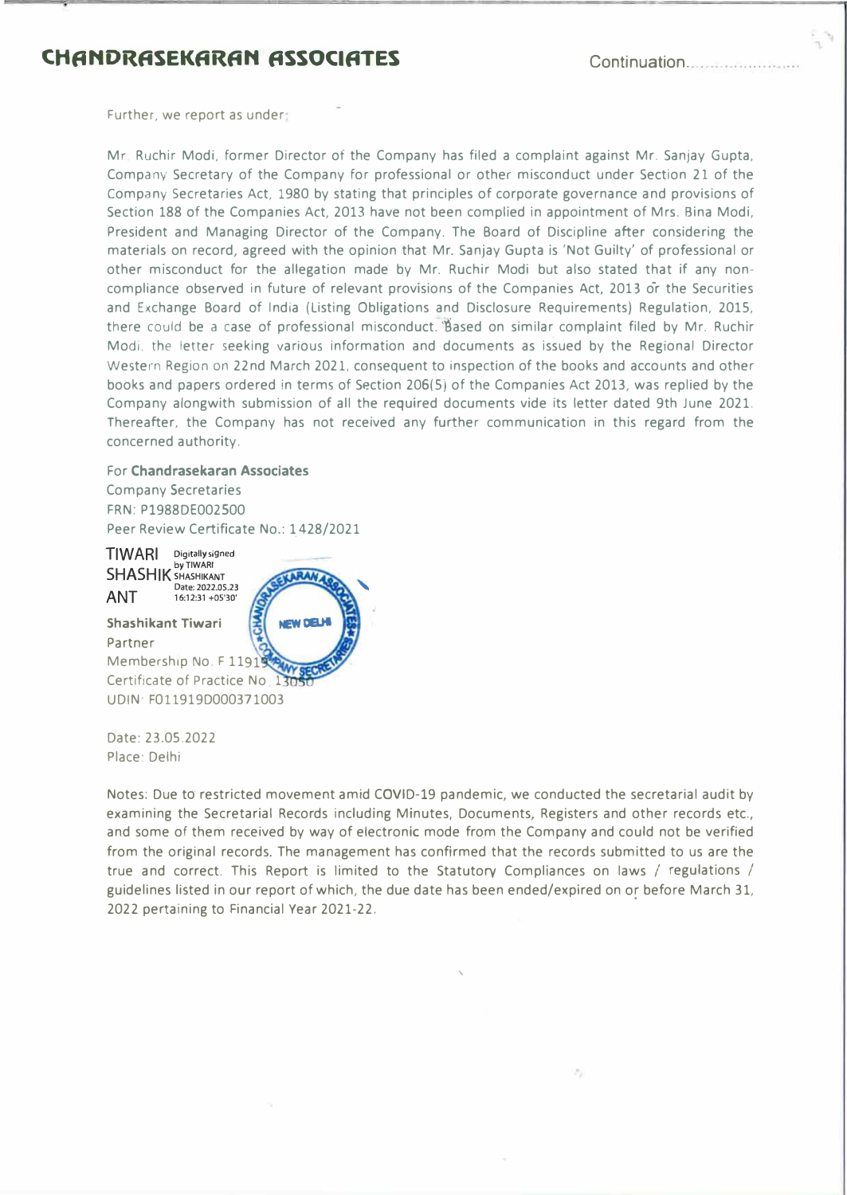Further, we report as under:

Mr. Ruchir Modi, former Director of the Company has filed a complaint against Mr. Sanjay Gupta, Company Secretary of the Company for professional or other misconduct under Section 21 of the Company Secretaries Act, 1980 by stating that principles of corporate governance and provisions of Section 188 of the Companies Act, 2013 have not been complied in appointment of Mrs. Bina Modi, President and Managing Director of the Company. The Board of Discipline after considering the materials on record, agreed with the opinion that Mr. Sanjay Gupta is 'Not Guilty' of professional or other misconduct for the allegation made by Mr. Ruchir Modi but also stated that if any non-compliance observed in future of relevant provisions of the Companies Act, 2013 or the Securities and Exchange Board of India (Listing Obligations and Disclosure Requirements) Regulation, 2015, there could be a case of professional misconduct. Based on similar complaint filed by Mr. Ruchir Modi, the letter seeking various information and documents as issued by the Regional Director Western Region on 22nd March 2021, consequent to inspection of the books and accounts and other books and papers ordered in terms of Section 206(5) of the Companies Act 2013, was replied by the Company alongwith submission of all the required documents vide its letter dated 9th June 2021. Thereafter, the Company has not received any further communication in this regard from the concerned authority.

For **Chandrasekaran Associates**
Company Secretaries
FRN: P1988DE002500
Peer Review Certificate No.: 1428/2021

TIWARI SHASHIKANT
Digitally signed by TIWARI SHASHIKANT
Date: 2022.05.23 16:12:31 +05'30'

**Shashikant Tiwari**
Partner
Membership No. F 11919
Certificate of Practice No. 13050
UDIN: F011919D000371003

Date: 23.05.2022
Place: Delhi

Notes: Due to restricted movement amid COVID-19 pandemic, we conducted the secretarial audit by examining the Secretarial Records including Minutes, Documents, Registers and other records etc., and some of them received by way of electronic mode from the Company and could not be verified from the original records. The management has confirmed that the records submitted to us are the true and correct. This Report is limited to the Statutory Compliances on laws / regulations / guidelines listed in our report of which, the due date has been ended/expired on or before March 31, 2022 pertaining to Financial Year 2021-22.